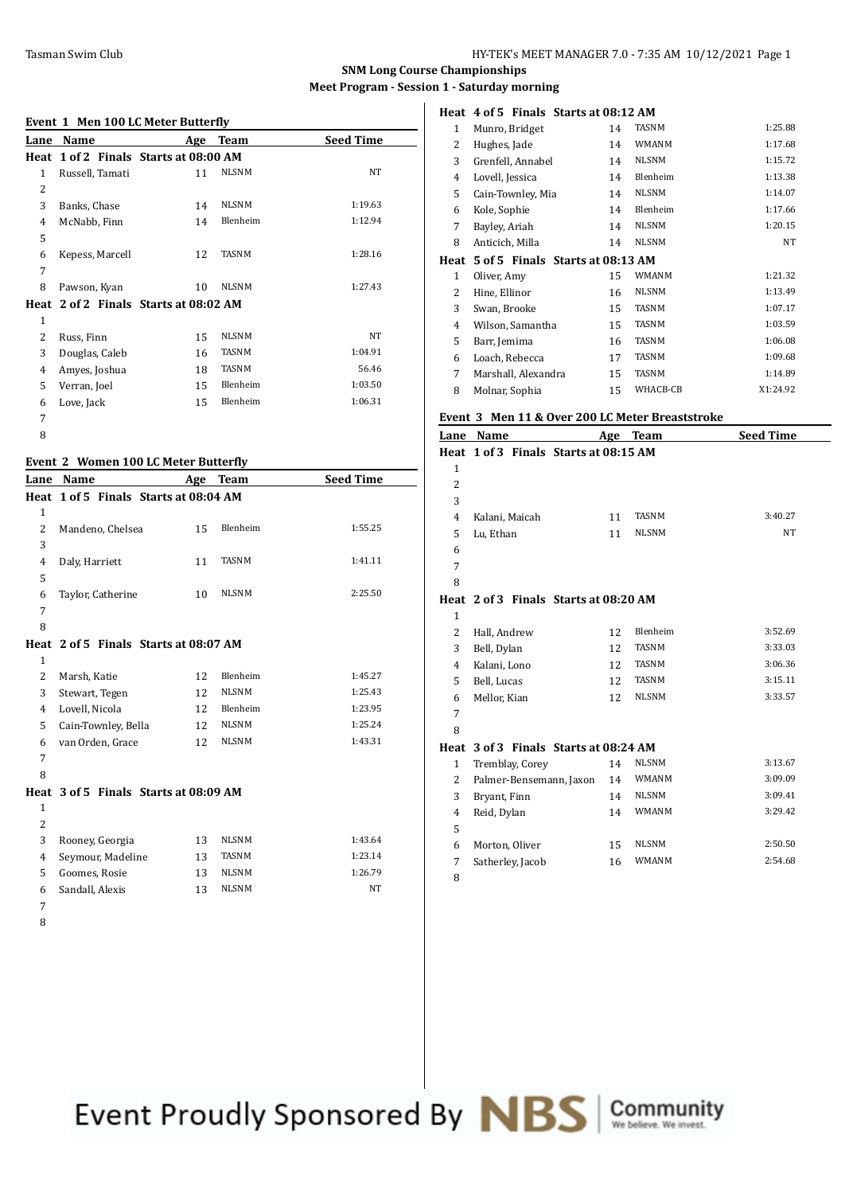Tasman Swim Club

HY-TEK's MEET MANAGER 7.0 - 7:35 AM 10/12/2021

**SNM Long Course Championships**

**Meet Program - Session 1 - Saturday morning**

### Event 1 Men 100 LC Meter Butterfly

| Lane | Name | Age | Team | Seed Time |
|---|---|---|---|---|
| **Heat 1 of 2 Finals Starts at 08:00 AM** | | | | |
| 1 | Russell, Tamati | 11 | NLSNM | NT |
| 2 | | | | |
| 3 | Banks, Chase | 14 | NLSNM | 1:19.63 |
| 4 | McNabb, Finn | 14 | Blenheim | 1:12.94 |
| 5 | | | | |
| 6 | Kepess, Marcell | 12 | TASNM | 1:28.16 |
| 7 | | | | |
| 8 | Pawson, Kyan | 10 | NLSNM | 1:27.43 |
| **Heat 2 of 2 Finals Starts at 08:02 AM** | | | | |
| 1 | | | | |
| 2 | Russ, Finn | 15 | NLSNM | NT |
| 3 | Douglas, Caleb | 16 | TASNM | 1:04.91 |
| 4 | Amyes, Joshua | 18 | TASNM | 56.46 |
| 5 | Verran, Joel | 15 | Blenheim | 1:03.50 |
| 6 | Love, Jack | 15 | Blenheim | 1:06.31 |
| 7 | | | | |
| 8 | | | | |

### Event 2 Women 100 LC Meter Butterfly

| Lane | Name | Age | Team | Seed Time |
|---|---|---|---|---|
| **Heat 1 of 5 Finals Starts at 08:04 AM** | | | | |
| 1 | | | | |
| 2 | Mandeno, Chelsea | 15 | Blenheim | 1:55.25 |
| 3 | | | | |
| 4 | Daly, Harriett | 11 | TASNM | 1:41.11 |
| 5 | | | | |
| 6 | Taylor, Catherine | 10 | NLSNM | 2:25.50 |
| 7 | | | | |
| 8 | | | | |
| **Heat 2 of 5 Finals Starts at 08:07 AM** | | | | |
| 1 | | | | |
| 2 | Marsh, Katie | 12 | Blenheim | 1:45.27 |
| 3 | Stewart, Tegen | 12 | NLSNM | 1:25.43 |
| 4 | Lovell, Nicola | 12 | Blenheim | 1:23.95 |
| 5 | Cain-Townley, Bella | 12 | NLSNM | 1:25.24 |
| 6 | van Orden, Grace | 12 | NLSNM | 1:43.31 |
| 7 | | | | |
| 8 | | | | |
| **Heat 3 of 5 Finals Starts at 08:09 AM** | | | | |
| 1 | | | | |
| 2 | | | | |
| 3 | Rooney, Georgia | 13 | NLSNM | 1:43.64 |
| 4 | Seymour, Madeline | 13 | TASNM | 1:23.14 |
| 5 | Goomes, Rosie | 13 | NLSNM | 1:26.79 |
| 6 | Sandall, Alexis | 13 | NLSNM | NT |
| 7 | | | | |
| 8 | | | | |
| **Heat 4 of 5 Finals Starts at 08:12 AM** | | | | |
| 1 | Munro, Bridget | 14 | TASNM | 1:25.88 |
| 2 | Hughes, Jade | 14 | WMANM | 1:17.68 |
| 3 | Grenfell, Annabel | 14 | NLSNM | 1:15.72 |
| 4 | Lovell, Jessica | 14 | Blenheim | 1:13.38 |
| 5 | Cain-Townley, Mia | 14 | NLSNM | 1:14.07 |
| 6 | Kole, Sophie | 14 | Blenheim | 1:17.66 |
| 7 | Bayley, Ariah | 14 | NLSNM | 1:20.15 |
| 8 | Anticich, Milla | 14 | NLSNM | NT |
| **Heat 5 of 5 Finals Starts at 08:13 AM** | | | | |
| 1 | Oliver, Amy | 15 | WMANM | 1:21.32 |
| 2 | Hine, Ellinor | 16 | NLSNM | 1:13.49 |
| 3 | Swan, Brooke | 15 | TASNM | 1:07.17 |
| 4 | Wilson, Samantha | 15 | TASNM | 1:03.59 |
| 5 | Barr, Jemima | 16 | TASNM | 1:06.08 |
| 6 | Loach, Rebecca | 17 | TASNM | 1:09.68 |
| 7 | Marshall, Alexandra | 15 | TASNM | 1:14.89 |
| 8 | Molnar, Sophia | 15 | WHACB-CB | X1:24.92 |

### Event 3 Men 11 & Over 200 LC Meter Breaststroke

| Lane | Name | Age | Team | Seed Time |
|---|---|---|---|---|
| **Heat 1 of 3 Finals Starts at 08:15 AM** | | | | |
| 1 | | | | |
| 2 | | | | |
| 3 | | | | |
| 4 | Kalani, Maicah | 11 | TASNM | 3:40.27 |
| 5 | Lu, Ethan | 11 | NLSNM | NT |
| 6 | | | | |
| 7 | | | | |
| 8 | | | | |
| **Heat 2 of 3 Finals Starts at 08:20 AM** | | | | |
| 1 | | | | |
| 2 | Hall, Andrew | 12 | Blenheim | 3:52.69 |
| 3 | Bell, Dylan | 12 | TASNM | 3:33.03 |
| 4 | Kalani, Lono | 12 | TASNM | 3:06.36 |
| 5 | Bell, Lucas | 12 | TASNM | 3:15.11 |
| 6 | Mellor, Kian | 12 | NLSNM | 3:33.57 |
| 7 | | | | |
| 8 | | | | |
| **Heat 3 of 3 Finals Starts at 08:24 AM** | | | | |
| 1 | Tremblay, Corey | 14 | NLSNM | 3:13.67 |
| 2 | Palmer-Bensemann, Jaxon | 14 | WMANM | 3:09.09 |
| 3 | Bryant, Finn | 14 | NLSNM | 3:09.41 |
| 4 | Reid, Dylan | 14 | WMANM | 3:29.42 |
| 5 | | | | |
| 6 | Morton, Oliver | 15 | NLSNM | 2:50.50 |
| 7 | Satherley, Jacob | 16 | WMANM | 2:54.68 |
| 8 | | | | |

Event Proudly Sponsored By NBS Community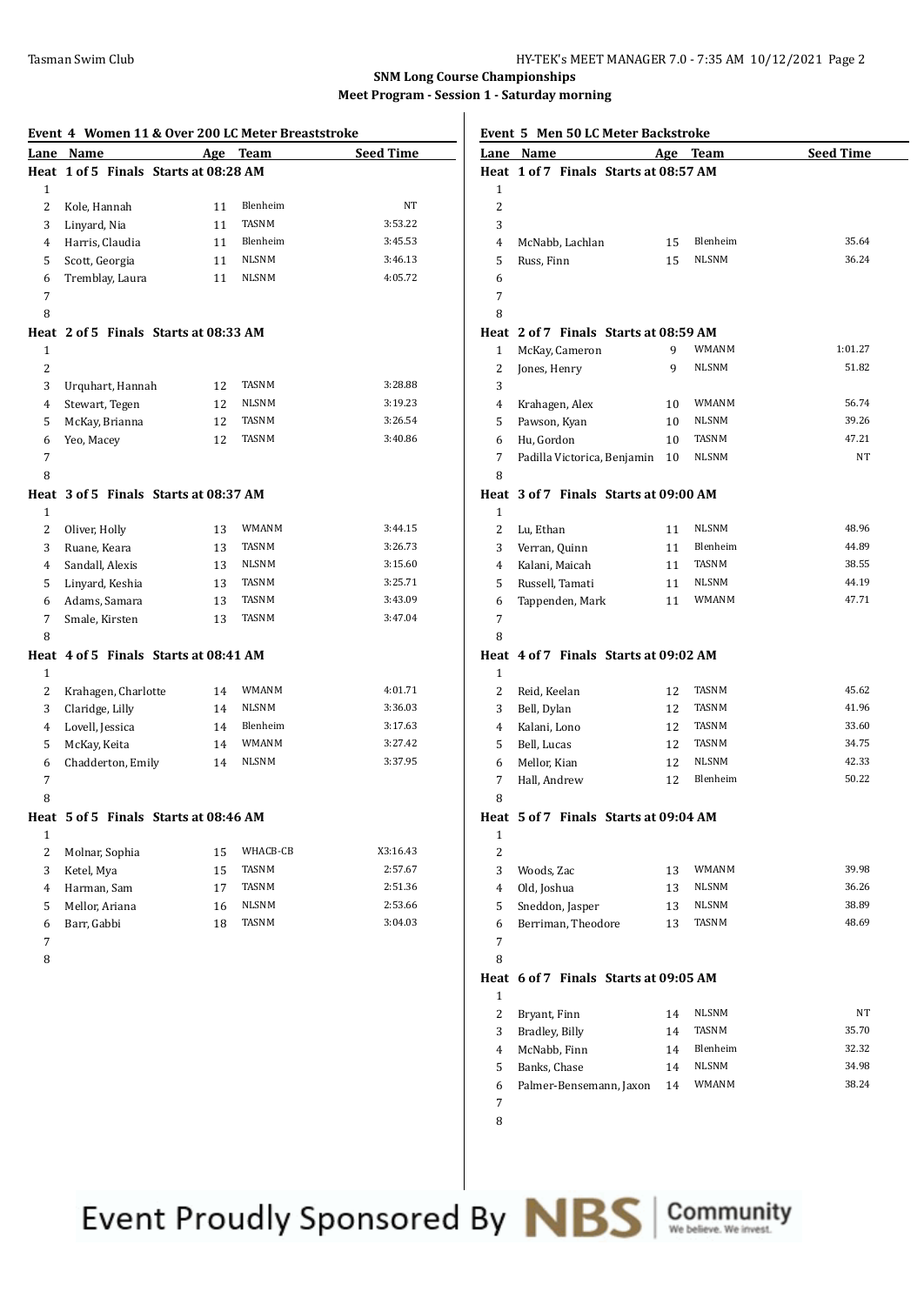**SNM Long Course Championships**

**Meet Program - Session 1 - Saturday morning**

### Event 4 Women 11 & Over 200 LC Meter Breaststroke

| Lane | Name | Age | Team | Seed Time |
|---|---|---|---|---|
| **Heat 1 of 5 Finals Starts at 08:28 AM** | | | | |
| 1 | | | | |
| 2 | Kole, Hannah | 11 | Blenheim | NT |
| 3 | Linyard, Nia | 11 | TASNM | 3:53.22 |
| 4 | Harris, Claudia | 11 | Blenheim | 3:45.53 |
| 5 | Scott, Georgia | 11 | NLSNM | 3:46.13 |
| 6 | Tremblay, Laura | 11 | NLSNM | 4:05.72 |
| 7 | | | | |
| 8 | | | | |
| **Heat 2 of 5 Finals Starts at 08:33 AM** | | | | |
| 1 | | | | |
| 2 | | | | |
| 3 | Urquhart, Hannah | 12 | TASNM | 3:28.88 |
| 4 | Stewart, Tegen | 12 | NLSNM | 3:19.23 |
| 5 | McKay, Brianna | 12 | TASNM | 3:26.54 |
| 6 | Yeo, Macey | 12 | TASNM | 3:40.86 |
| 7 | | | | |
| 8 | | | | |
| **Heat 3 of 5 Finals Starts at 08:37 AM** | | | | |
| 1 | | | | |
| 2 | Oliver, Holly | 13 | WMANM | 3:44.15 |
| 3 | Ruane, Keara | 13 | TASNM | 3:26.73 |
| 4 | Sandall, Alexis | 13 | NLSNM | 3:15.60 |
| 5 | Linyard, Keshia | 13 | TASNM | 3:25.71 |
| 6 | Adams, Samara | 13 | TASNM | 3:43.09 |
| 7 | Smale, Kirsten | 13 | TASNM | 3:47.04 |
| 8 | | | | |
| **Heat 4 of 5 Finals Starts at 08:41 AM** | | | | |
| 1 | | | | |
| 2 | Krahagen, Charlotte | 14 | WMANM | 4:01.71 |
| 3 | Claridge, Lilly | 14 | NLSNM | 3:36.03 |
| 4 | Lovell, Jessica | 14 | Blenheim | 3:17.63 |
| 5 | McKay, Keita | 14 | WMANM | 3:27.42 |
| 6 | Chadderton, Emily | 14 | NLSNM | 3:37.95 |
| 7 | | | | |
| 8 | | | | |
| **Heat 5 of 5 Finals Starts at 08:46 AM** | | | | |
| 1 | | | | |
| 2 | Molnar, Sophia | 15 | WHACB-CB | X3:16.43 |
| 3 | Ketel, Mya | 15 | TASNM | 2:57.67 |
| 4 | Harman, Sam | 17 | TASNM | 2:51.36 |
| 5 | Mellor, Ariana | 16 | NLSNM | 2:53.66 |
| 6 | Barr, Gabbi | 18 | TASNM | 3:04.03 |
| 7 | | | | |
| 8 | | | | |

### Event 5 Men 50 LC Meter Backstroke

| Lane | Name | Age | Team | Seed Time |
|---|---|---|---|---|
| **Heat 1 of 7 Finals Starts at 08:57 AM** | | | | |
| 1 | | | | |
| 2 | | | | |
| 3 | | | | |
| 4 | McNabb, Lachlan | 15 | Blenheim | 35.64 |
| 5 | Russ, Finn | 15 | NLSNM | 36.24 |
| 6 | | | | |
| 7 | | | | |
| 8 | | | | |
| **Heat 2 of 7 Finals Starts at 08:59 AM** | | | | |
| 1 | McKay, Cameron | 9 | WMANM | 1:01.27 |
| 2 | Jones, Henry | 9 | NLSNM | 51.82 |
| 3 | | | | |
| 4 | Krahagen, Alex | 10 | WMANM | 56.74 |
| 5 | Pawson, Kyan | 10 | NLSNM | 39.26 |
| 6 | Hu, Gordon | 10 | TASNM | 47.21 |
| 7 | Padilla Victorica, Benjamin | 10 | NLSNM | NT |
| 8 | | | | |
| **Heat 3 of 7 Finals Starts at 09:00 AM** | | | | |
| 1 | | | | |
| 2 | Lu, Ethan | 11 | NLSNM | 48.96 |
| 3 | Verran, Quinn | 11 | Blenheim | 44.89 |
| 4 | Kalani, Maicah | 11 | TASNM | 38.55 |
| 5 | Russell, Tamati | 11 | NLSNM | 44.19 |
| 6 | Tappenden, Mark | 11 | WMANM | 47.71 |
| 7 | | | | |
| 8 | | | | |
| **Heat 4 of 7 Finals Starts at 09:02 AM** | | | | |
| 1 | | | | |
| 2 | Reid, Keelan | 12 | TASNM | 45.62 |
| 3 | Bell, Dylan | 12 | TASNM | 41.96 |
| 4 | Kalani, Lono | 12 | TASNM | 33.60 |
| 5 | Bell, Lucas | 12 | TASNM | 34.75 |
| 6 | Mellor, Kian | 12 | NLSNM | 42.33 |
| 7 | Hall, Andrew | 12 | Blenheim | 50.22 |
| 8 | | | | |
| **Heat 5 of 7 Finals Starts at 09:04 AM** | | | | |
| 1 | | | | |
| 2 | | | | |
| 3 | Woods, Zac | 13 | WMANM | 39.98 |
| 4 | Old, Joshua | 13 | NLSNM | 36.26 |
| 5 | Sneddon, Jasper | 13 | NLSNM | 38.89 |
| 6 | Berriman, Theodore | 13 | TASNM | 48.69 |
| 7 | | | | |
| 8 | | | | |
| **Heat 6 of 7 Finals Starts at 09:05 AM** | | | | |
| 1 | | | | |
| 2 | Bryant, Finn | 14 | NLSNM | NT |
| 3 | Bradley, Billy | 14 | TASNM | 35.70 |
| 4 | McNabb, Finn | 14 | Blenheim | 32.32 |
| 5 | Banks, Chase | 14 | NLSNM | 34.98 |
| 6 | Palmer-Bensemann, Jaxon | 14 | WMANM | 38.24 |
| 7 | | | | |
| 8 | | | | |

Event Proudly Sponsored By NBS | Community We believe. We invest.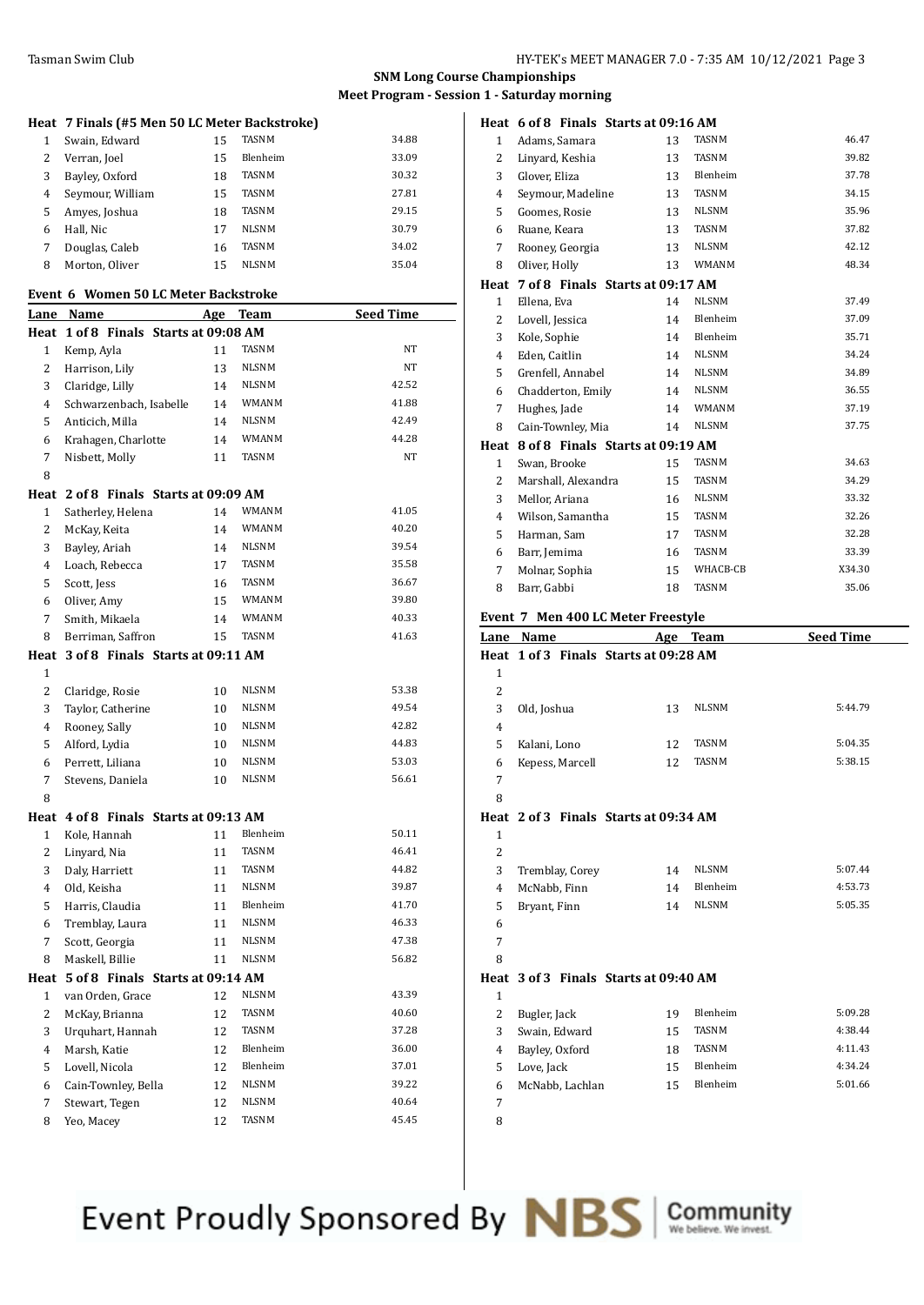## SNM Long Course Championships

### Meet Program - Session 1 - Saturday morning

**Heat 7 Finals (#5 Men 50 LC Meter Backstroke)**

| Lane | Name | Age | Team | Seed Time |
|---|---|---|---|---|
| 1 | Swain, Edward | 15 | TASNM | 34.88 |
| 2 | Verran, Joel | 15 | Blenheim | 33.09 |
| 3 | Bayley, Oxford | 18 | TASNM | 30.32 |
| 4 | Seymour, William | 15 | TASNM | 27.81 |
| 5 | Amyes, Joshua | 18 | TASNM | 29.15 |
| 6 | Hall, Nic | 17 | NLSNM | 30.79 |
| 7 | Douglas, Caleb | 16 | TASNM | 34.02 |
| 8 | Morton, Oliver | 15 | NLSNM | 35.04 |

### Event 6 Women 50 LC Meter Backstroke

| Lane | Name | Age | Team | Seed Time |
|---|---|---|---|---|
| **Heat 1 of 8 Finals Starts at 09:08 AM** | | | | |
| 1 | Kemp, Ayla | 11 | TASNM | NT |
| 2 | Harrison, Lily | 13 | NLSNM | NT |
| 3 | Claridge, Lilly | 14 | NLSNM | 42.52 |
| 4 | Schwarzenbach, Isabelle | 14 | WMANM | 41.88 |
| 5 | Anticich, Milla | 14 | NLSNM | 42.49 |
| 6 | Krahagen, Charlotte | 14 | WMANM | 44.28 |
| 7 | Nisbett, Molly | 11 | TASNM | NT |
| 8 | | | | |
| **Heat 2 of 8 Finals Starts at 09:09 AM** | | | | |
| 1 | Satherley, Helena | 14 | WMANM | 41.05 |
| 2 | McKay, Keita | 14 | WMANM | 40.20 |
| 3 | Bayley, Ariah | 14 | NLSNM | 39.54 |
| 4 | Loach, Rebecca | 17 | TASNM | 35.58 |
| 5 | Scott, Jess | 16 | TASNM | 36.67 |
| 6 | Oliver, Amy | 15 | WMANM | 39.80 |
| 7 | Smith, Mikaela | 14 | WMANM | 40.33 |
| 8 | Berriman, Saffron | 15 | TASNM | 41.63 |
| **Heat 3 of 8 Finals Starts at 09:11 AM** | | | | |
| 1 | | | | |
| 2 | Claridge, Rosie | 10 | NLSNM | 53.38 |
| 3 | Taylor, Catherine | 10 | NLSNM | 49.54 |
| 4 | Rooney, Sally | 10 | NLSNM | 42.82 |
| 5 | Alford, Lydia | 10 | NLSNM | 44.83 |
| 6 | Perrett, Liliana | 10 | NLSNM | 53.03 |
| 7 | Stevens, Daniela | 10 | NLSNM | 56.61 |
| 8 | | | | |
| **Heat 4 of 8 Finals Starts at 09:13 AM** | | | | |
| 1 | Kole, Hannah | 11 | Blenheim | 50.11 |
| 2 | Linyard, Nia | 11 | TASNM | 46.41 |
| 3 | Daly, Harriett | 11 | TASNM | 44.82 |
| 4 | Old, Keisha | 11 | NLSNM | 39.87 |
| 5 | Harris, Claudia | 11 | Blenheim | 41.70 |
| 6 | Tremblay, Laura | 11 | NLSNM | 46.33 |
| 7 | Scott, Georgia | 11 | NLSNM | 47.38 |
| 8 | Maskell, Billie | 11 | NLSNM | 56.82 |
| **Heat 5 of 8 Finals Starts at 09:14 AM** | | | | |
| 1 | van Orden, Grace | 12 | NLSNM | 43.39 |
| 2 | McKay, Brianna | 12 | TASNM | 40.60 |
| 3 | Urquhart, Hannah | 12 | TASNM | 37.28 |
| 4 | Marsh, Katie | 12 | Blenheim | 36.00 |
| 5 | Lovell, Nicola | 12 | Blenheim | 37.01 |
| 6 | Cain-Townley, Bella | 12 | NLSNM | 39.22 |
| 7 | Stewart, Tegen | 12 | NLSNM | 40.64 |
| 8 | Yeo, Macey | 12 | TASNM | 45.45 |
| **Heat 6 of 8 Finals Starts at 09:16 AM** | | | | |
| 1 | Adams, Samara | 13 | TASNM | 46.47 |
| 2 | Linyard, Keshia | 13 | TASNM | 39.82 |
| 3 | Glover, Eliza | 13 | Blenheim | 37.78 |
| 4 | Seymour, Madeline | 13 | TASNM | 34.15 |
| 5 | Goomes, Rosie | 13 | NLSNM | 35.96 |
| 6 | Ruane, Keara | 13 | TASNM | 37.82 |
| 7 | Rooney, Georgia | 13 | NLSNM | 42.12 |
| 8 | Oliver, Holly | 13 | WMANM | 48.34 |
| **Heat 7 of 8 Finals Starts at 09:17 AM** | | | | |
| 1 | Ellena, Eva | 14 | NLSNM | 37.49 |
| 2 | Lovell, Jessica | 14 | Blenheim | 37.09 |
| 3 | Kole, Sophie | 14 | Blenheim | 35.71 |
| 4 | Eden, Caitlin | 14 | NLSNM | 34.24 |
| 5 | Grenfell, Annabel | 14 | NLSNM | 34.89 |
| 6 | Chadderton, Emily | 14 | NLSNM | 36.55 |
| 7 | Hughes, Jade | 14 | WMANM | 37.19 |
| 8 | Cain-Townley, Mia | 14 | NLSNM | 37.75 |
| **Heat 8 of 8 Finals Starts at 09:19 AM** | | | | |
| 1 | Swan, Brooke | 15 | TASNM | 34.63 |
| 2 | Marshall, Alexandra | 15 | TASNM | 34.29 |
| 3 | Mellor, Ariana | 16 | NLSNM | 33.32 |
| 4 | Wilson, Samantha | 15 | TASNM | 32.26 |
| 5 | Harman, Sam | 17 | TASNM | 32.28 |
| 6 | Barr, Jemima | 16 | TASNM | 33.39 |
| 7 | Molnar, Sophia | 15 | WHACB-CB | X34.30 |
| 8 | Barr, Gabbi | 18 | TASNM | 35.06 |

### Event 7 Men 400 LC Meter Freestyle

| Lane | Name | Age | Team | Seed Time |
|---|---|---|---|---|
| **Heat 1 of 3 Finals Starts at 09:28 AM** | | | | |
| 1 | | | | |
| 2 | | | | |
| 3 | Old, Joshua | 13 | NLSNM | 5:44.79 |
| 4 | | | | |
| 5 | Kalani, Lono | 12 | TASNM | 5:04.35 |
| 6 | Kepess, Marcell | 12 | TASNM | 5:38.15 |
| 7 | | | | |
| 8 | | | | |
| **Heat 2 of 3 Finals Starts at 09:34 AM** | | | | |
| 1 | | | | |
| 2 | | | | |
| 3 | Tremblay, Corey | 14 | NLSNM | 5:07.44 |
| 4 | McNabb, Finn | 14 | Blenheim | 4:53.73 |
| 5 | Bryant, Finn | 14 | NLSNM | 5:05.35 |
| 6 | | | | |
| 7 | | | | |
| 8 | | | | |
| **Heat 3 of 3 Finals Starts at 09:40 AM** | | | | |
| 1 | | | | |
| 2 | Bugler, Jack | 19 | Blenheim | 5:09.28 |
| 3 | Swain, Edward | 15 | TASNM | 4:38.44 |
| 4 | Bayley, Oxford | 18 | TASNM | 4:11.43 |
| 5 | Love, Jack | 15 | Blenheim | 4:34.24 |
| 6 | McNabb, Lachlan | 15 | Blenheim | 5:01.66 |
| 7 | | | | |
| 8 | | | | |

Event Proudly Sponsored By NBS Community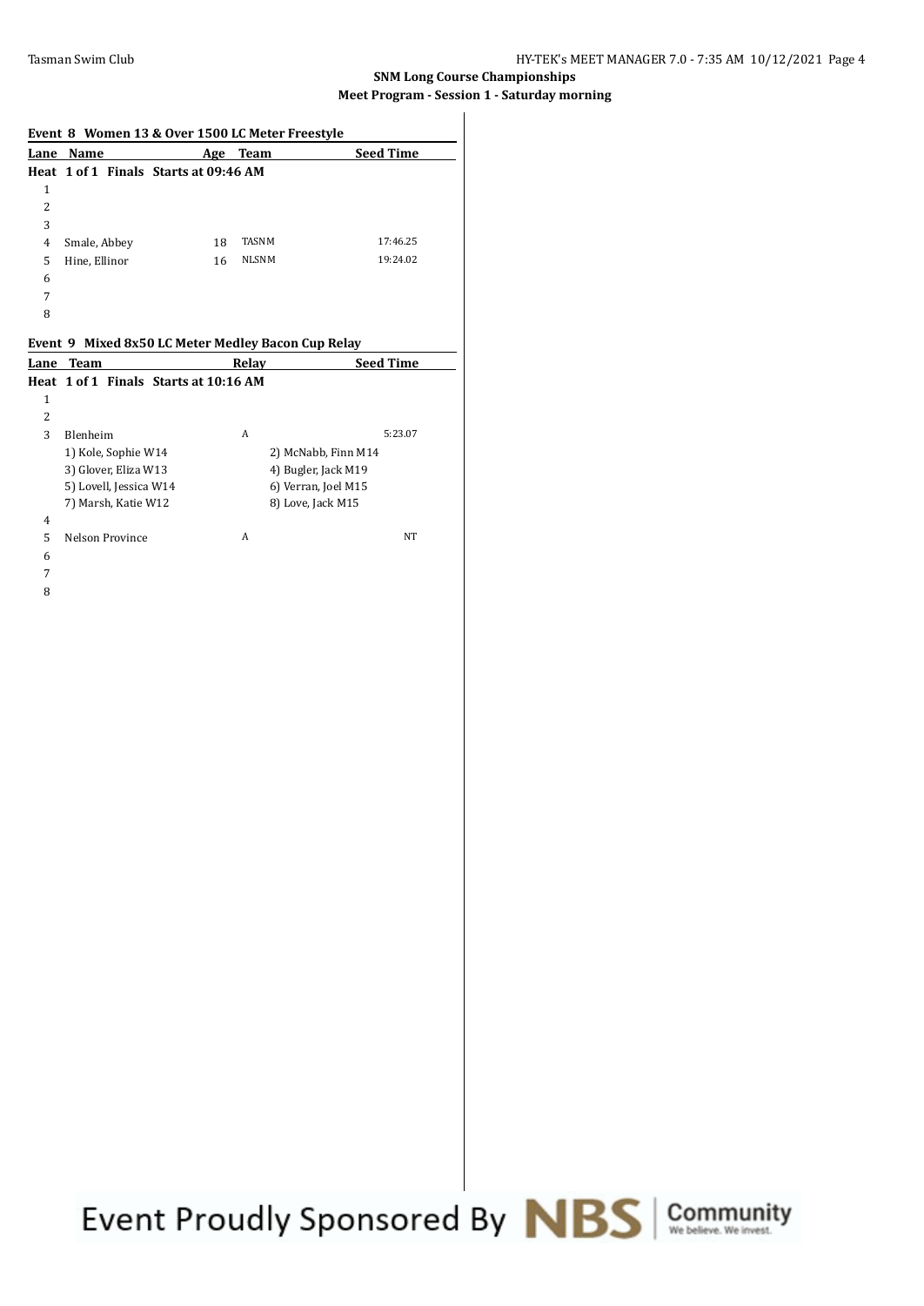**SNM Long Course Championships**

**Meet Program - Session 1 - Saturday morning**

### Event 8 Women 13 & Over 1500 LC Meter Freestyle

| Lane | Name | Age | Team | Seed Time |
|---|---|---|---|---|
| **Heat 1 of 1 Finals Starts at 09:46 AM** | | | | |
| 1 | | | | |
| 2 | | | | |
| 3 | | | | |
| 4 | Smale, Abbey | 18 | TASNM | 17:46.25 |
| 5 | Hine, Ellinor | 16 | NLSNM | 19:24.02 |
| 6 | | | | |
| 7 | | | | |
| 8 | | | | |

### Event 9 Mixed 8x50 LC Meter Medley Bacon Cup Relay

| Lane | Team | Relay | Seed Time |
|---|---|---|---|
| **Heat 1 of 1 Finals Starts at 10:16 AM** | | | |
| 1 | | | |
| 2 | | | |
| 3 | Blenheim | A | 5:23.07 |
| | 1) Kole, Sophie W14 | 2) McNabb, Finn M14 | |
| | 3) Glover, Eliza W13 | 4) Bugler, Jack M19 | |
| | 5) Lovell, Jessica W14 | 6) Verran, Joel M15 | |
| | 7) Marsh, Katie W12 | 8) Love, Jack M15 | |
| 4 | | | |
| 5 | Nelson Province | A | NT |
| 6 | | | |
| 7 | | | |
| 8 | | | |

Event Proudly Sponsored By NBS | Community We believe. We invest.